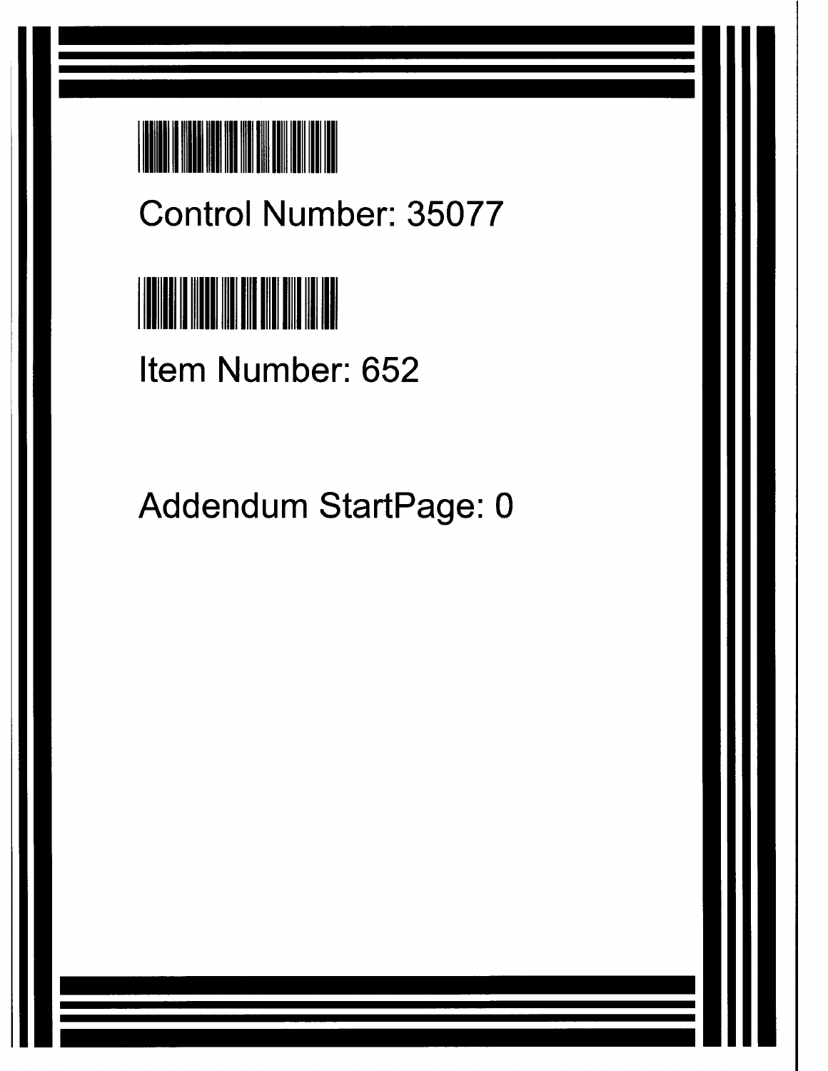Control Number: 35077

Item Number: 652

Addendum StartPage: 0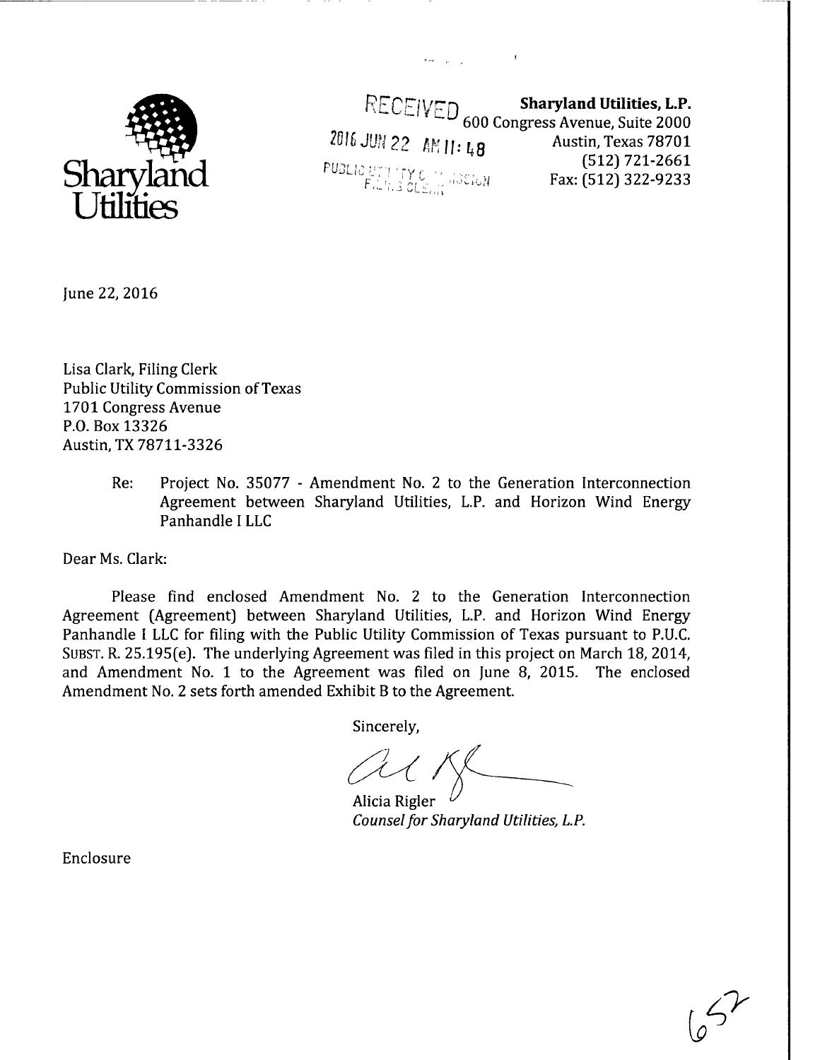Sharyland Utilities

RECEIVED
2016 JUN 22 AM 11:48
PUBLIC UTILITY COMMISSION
FILING CLERK

**Sharyland Utilities, L.P.**
600 Congress Avenue, Suite 2000
Austin, Texas 78701
(512) 721-2661
Fax: (512) 322-9233

June 22, 2016

Lisa Clark, Filing Clerk
Public Utility Commission of Texas
1701 Congress Avenue
P.O. Box 13326
Austin, TX 78711-3326

Re: Project No. 35077 - Amendment No. 2 to the Generation Interconnection Agreement between Sharyland Utilities, L.P. and Horizon Wind Energy Panhandle I LLC

Dear Ms. Clark:

Please find enclosed Amendment No. 2 to the Generation Interconnection Agreement (Agreement) between Sharyland Utilities, L.P. and Horizon Wind Energy Panhandle I LLC for filing with the Public Utility Commission of Texas pursuant to P.U.C. SUBST. R. 25.195(e). The underlying Agreement was filed in this project on March 18, 2014, and Amendment No. 1 to the Agreement was filed on June 8, 2015. The enclosed Amendment No. 2 sets forth amended Exhibit B to the Agreement.

Sincerely,

Alicia Rigler
*Counsel for Sharyland Utilities, L.P.*

Enclosure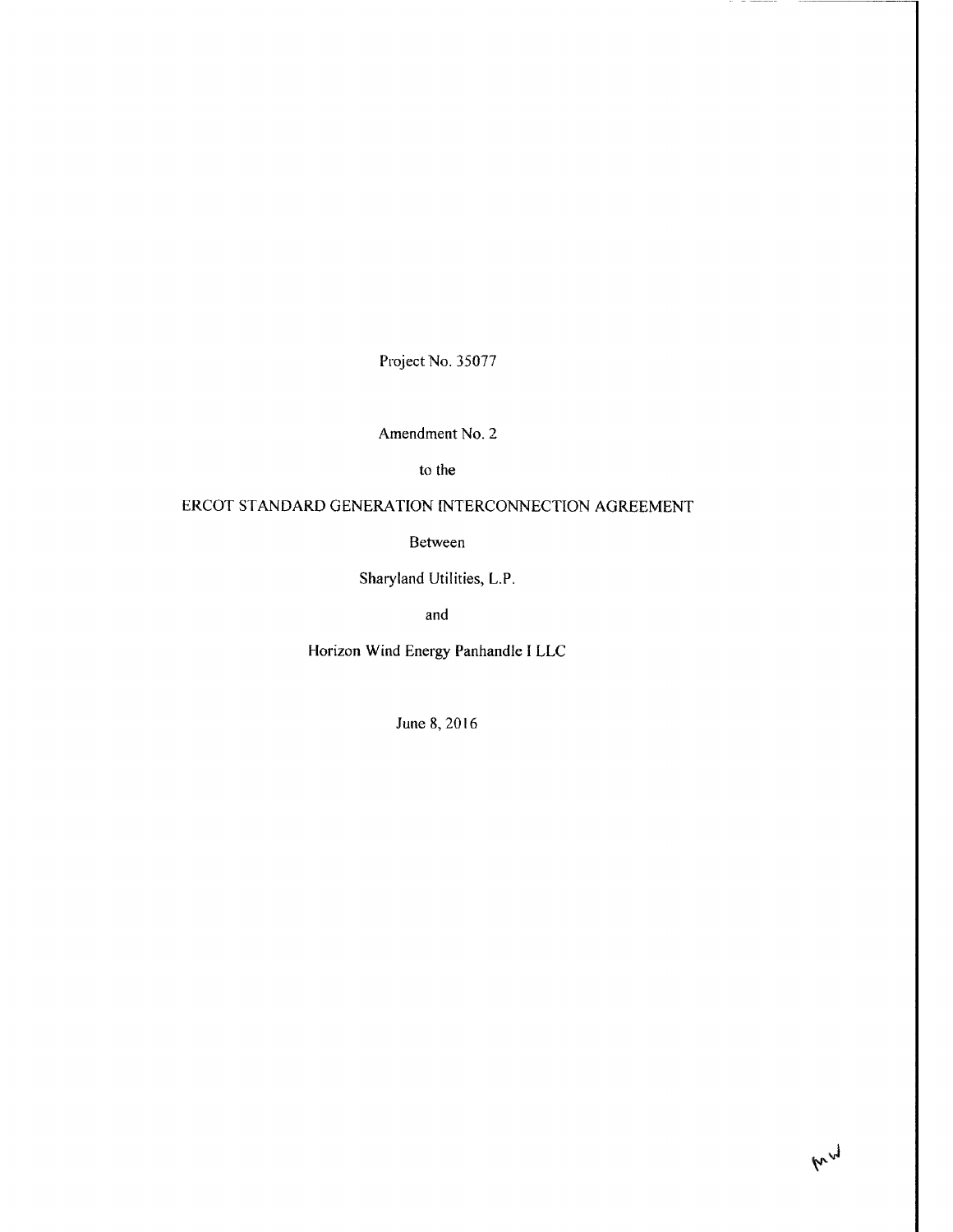Project No. 35077

Amendment No. 2

to the

ERCOT STANDARD GENERATION INTERCONNECTION AGREEMENT

Between

Sharyland Utilities, L.P.

and

Horizon Wind Energy Panhandle I LLC

June 8, 2016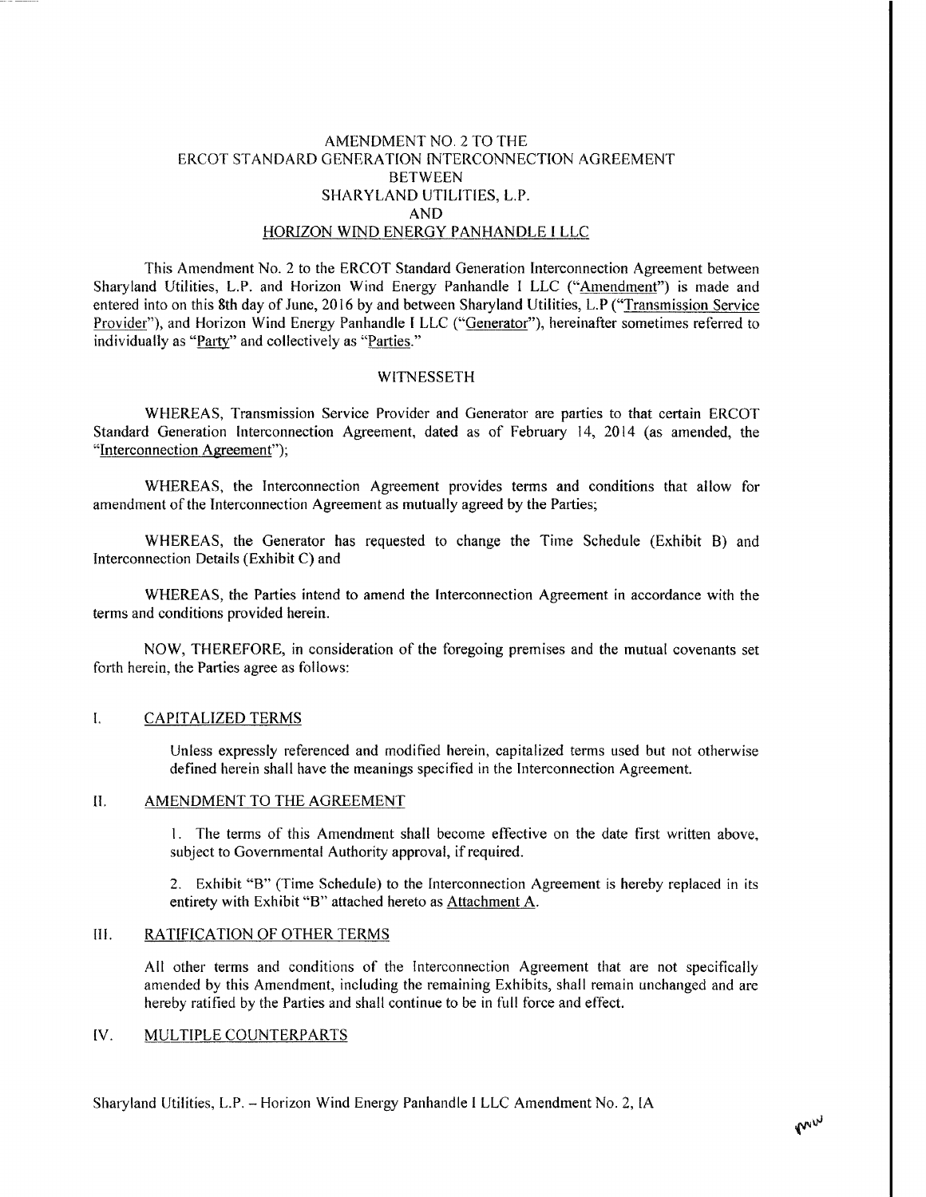# AMENDMENT NO. 2 TO THE ERCOT STANDARD GENERATION INTERCONNECTION AGREEMENT BETWEEN SHARYLAND UTILITIES, L.P. AND HORIZON WIND ENERGY PANHANDLE I LLC

This Amendment No. 2 to the ERCOT Standard Generation Interconnection Agreement between Sharyland Utilities, L.P. and Horizon Wind Energy Panhandle I LLC ("Amendment") is made and entered into on this **8th** day of June, 2016 by and between Sharyland Utilities, L.P ("Transmission Service Provider"), and Horizon Wind Energy Panhandle I LLC ("Generator"), hereinafter sometimes referred to individually as "Party" and collectively as "Parties."

## WITNESSETH

WHEREAS, Transmission Service Provider and Generator are parties to that certain ERCOT Standard Generation Interconnection Agreement, dated as of February 14, 2014 (as amended, the "Interconnection Agreement");

WHEREAS, the Interconnection Agreement provides terms and conditions that allow for amendment of the Interconnection Agreement as mutually agreed by the Parties;

WHEREAS, the Generator has requested to change the Time Schedule (Exhibit B) and Interconnection Details (Exhibit C) and

WHEREAS, the Parties intend to amend the Interconnection Agreement in accordance with the terms and conditions provided herein.

NOW, THEREFORE, in consideration of the foregoing premises and the mutual covenants set forth herein, the Parties agree as follows:

## I. CAPITALIZED TERMS

Unless expressly referenced and modified herein, capitalized terms used but not otherwise defined herein shall have the meanings specified in the Interconnection Agreement.

## II. AMENDMENT TO THE AGREEMENT

1. The terms of this Amendment shall become effective on the date first written above, subject to Governmental Authority approval, if required.

2. Exhibit "B" (Time Schedule) to the Interconnection Agreement is hereby replaced in its entirety with Exhibit "B" attached hereto as Attachment A.

## III. RATIFICATION OF OTHER TERMS

All other terms and conditions of the Interconnection Agreement that are not specifically amended by this Amendment, including the remaining Exhibits, shall remain unchanged and are hereby ratified by the Parties and shall continue to be in full force and effect.

## IV. MULTIPLE COUNTERPARTS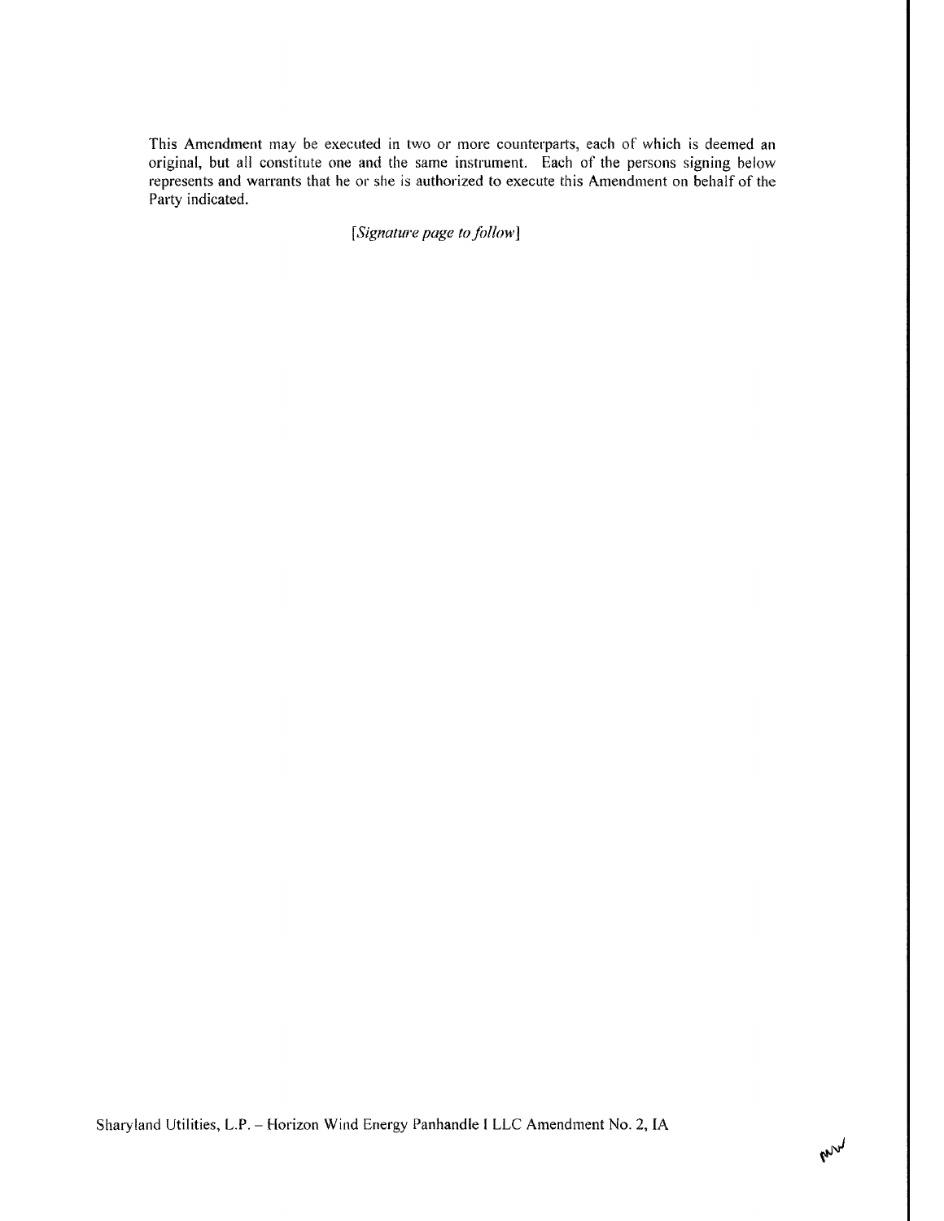This Amendment may be executed in two or more counterparts, each of which is deemed an original, but all constitute one and the same instrument. Each of the persons signing below represents and warrants that he or she is authorized to execute this Amendment on behalf of the Party indicated.

*[Signature page to follow]*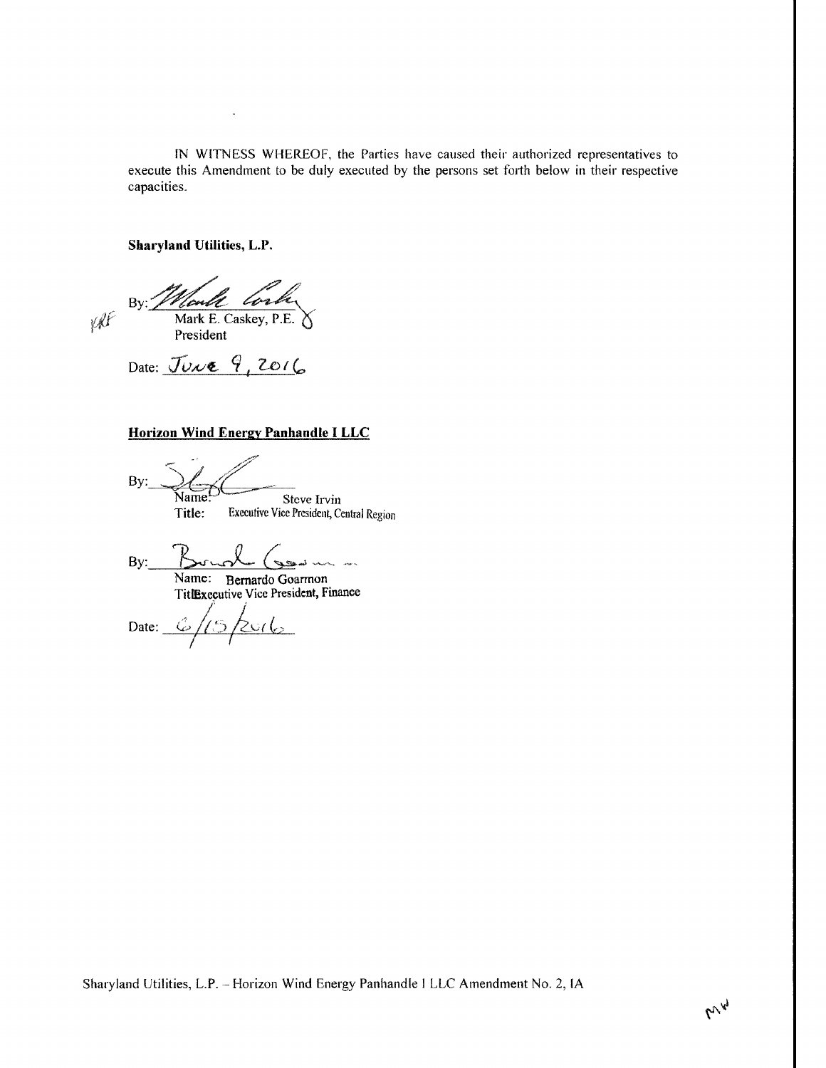IN WITNESS WHEREOF, the Parties have caused their authorized representatives to execute this Amendment to be duly executed by the persons set forth below in their respective capacities.

**Sharyland Utilities, L.P.**

By: ______________________
Mark E. Caskey, P.E.
President

Date: June 9, 2016

**Horizon Wind Energy Panhandle I LLC**

By: ______________________
Name: Steve Irvin
Title: Executive Vice President, Central Region

By: ______________________
Name: Bernardo Goarmon
Title: Executive Vice President, Finance

Date: 6/15/2016

Sharyland Utilities, L.P. – Horizon Wind Energy Panhandle I LLC Amendment No. 2, IA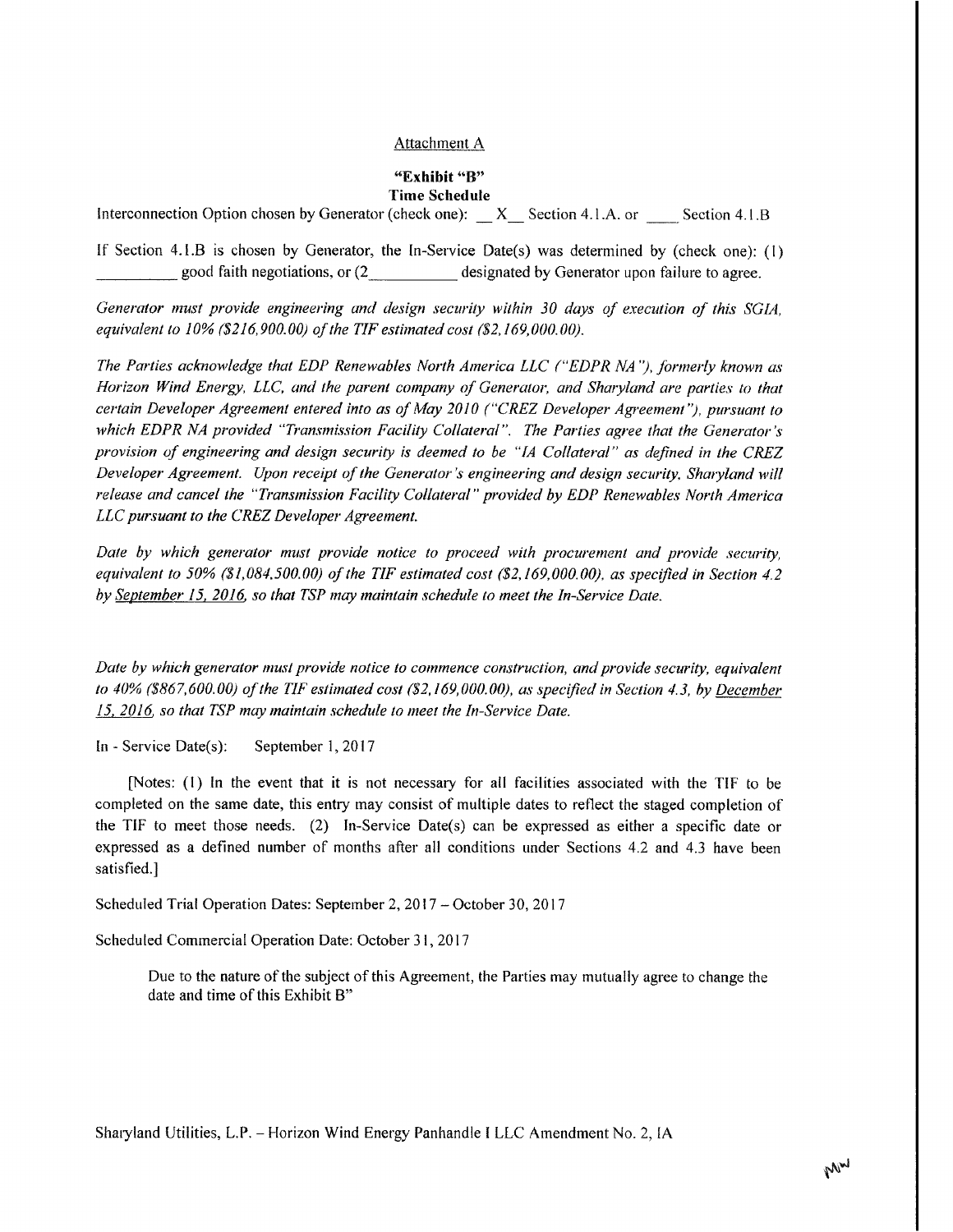Attachment A

**"Exhibit "B"**
**Time Schedule**

Interconnection Option chosen by Generator (check one): __X__ Section 4.1.A. or ____ Section 4.1.B

If Section 4.1.B is chosen by Generator, the In-Service Date(s) was determined by (check one): (1) __________ good faith negotiations, or (2__________ designated by Generator upon failure to agree.

*Generator must provide engineering and design security within 30 days of execution of this SGIA, equivalent to 10% ($216,900.00) of the TIF estimated cost ($2,169,000.00).*

*The Parties acknowledge that EDP Renewables North America LLC ("EDPR NA"), formerly known as Horizon Wind Energy, LLC, and the parent company of Generator, and Sharyland are parties to that certain Developer Agreement entered into as of May 2010 ("CREZ Developer Agreement"), pursuant to which EDPR NA provided "Transmission Facility Collateral". The Parties agree that the Generator's provision of engineering and design security is deemed to be "IA Collateral" as defined in the CREZ Developer Agreement. Upon receipt of the Generator's engineering and design security, Sharyland will release and cancel the "Transmission Facility Collateral" provided by EDP Renewables North America LLC pursuant to the CREZ Developer Agreement.*

*Date by which generator must provide notice to proceed with procurement and provide security, equivalent to 50% ($1,084,500.00) of the TIF estimated cost ($2,169,000.00), as specified in Section 4.2 by September 15, 2016, so that TSP may maintain schedule to meet the In-Service Date.*

*Date by which generator must provide notice to commence construction, and provide security, equivalent to 40% ($867,600.00) of the TIF estimated cost ($2,169,000.00), as specified in Section 4.3, by December 15, 2016, so that TSP may maintain schedule to meet the In-Service Date.*

In - Service Date(s): September 1, 2017

[Notes: (1) In the event that it is not necessary for all facilities associated with the TIF to be completed on the same date, this entry may consist of multiple dates to reflect the staged completion of the TIF to meet those needs. (2) In-Service Date(s) can be expressed as either a specific date or expressed as a defined number of months after all conditions under Sections 4.2 and 4.3 have been satisfied.]

Scheduled Trial Operation Dates: September 2, 2017 – October 30, 2017

Scheduled Commercial Operation Date: October 31, 2017

Due to the nature of the subject of this Agreement, the Parties may mutually agree to change the date and time of this Exhibit B"

Sharyland Utilities, L.P. – Horizon Wind Energy Panhandle I LLC Amendment No. 2, IA